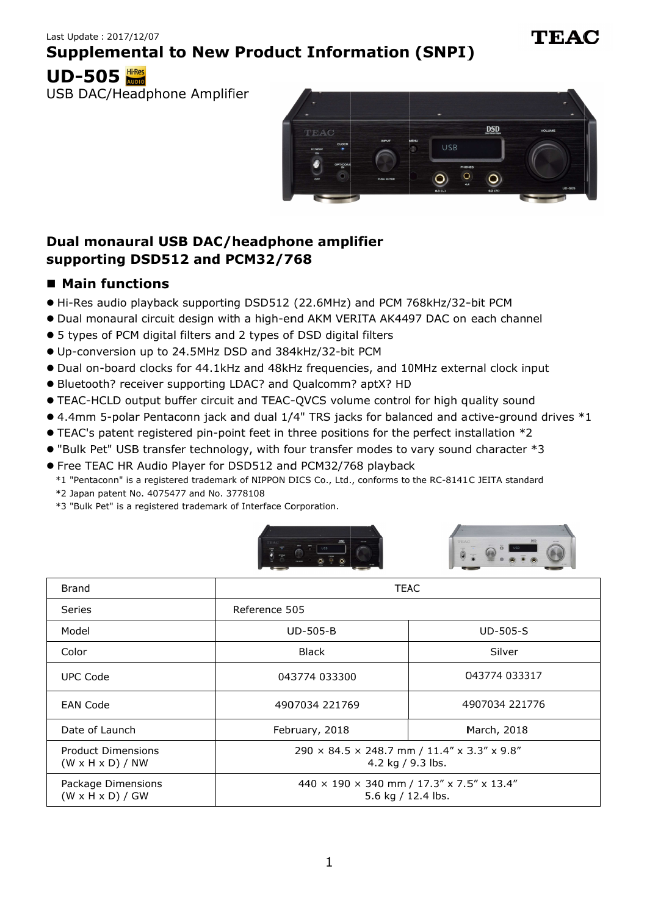Last Update : 2017/12/07

TEAC

# Supplemental to New Product Information (SNPI)

# UD-505

USB DAC/Headphone Amplifier

## Dual monaural USB DAC/headphone amplifier supporting DSD512 and PCM32/768

### ■ Main functions

- Hi-Res audio playback supporting DSD512 (22.6MHz) and PCM 768kHz/32-bit PCM
- Dual monaural circuit design with a high-end AKM VERITA AK4497 DAC on each channel
- 5 types of PCM digital filters and 2 types of DSD digital filters
- Up-conversion up to 24.5MHz DSD and 384kHz/32-bit PCM
- Dual on-board clocks for 44.1kHz and 48kHz frequencies, and 10MHz external clock input
- Bluetooth? receiver supporting LDAC? and Qualcomm? aptX? HD
- TEAC-HCLD output buffer circuit and TEAC-QVCS volume control for high quality sound
- 4.4mm 5-polar Pentaconn jack and dual 1/4" TRS jacks for balanced and active-ground drives *1
- TEAC's patent registered pin-point feet in three positions for the perfect installation *2
- "Bulk Pet" USB transfer technology, with four transfer modes to vary sound character *3
- Free TEAC HR Audio Player for DSD512 and PCM32/768 playback

*1 "Pentaconn" is a registered trademark of NIPPON DICS Co., Ltd., conforms to the RC-8141C JEITA standard
*2 Japan patent No. 4075477 and No. 3778108
*3 "Bulk Pet" is a registered trademark of Interface Corporation.

| Brand | TEAC | |
|---|---|---|
| Series | Reference 505 | |
| Model | UD-505-B | UD-505-S |
| Color | Black | Silver |
| UPC Code | 043774 033300 | 043774 033317 |
| EAN Code | 4907034 221769 | 4907034 221776 |
| Date of Launch | February, 2018 | March, 2018 |
| Product Dimensions (W x H x D) / NW | 290 × 84.5 × 248.7 mm / 11.4" x 3.3" x 9.8" 4.2 kg / 9.3 lbs. | |
| Package Dimensions (W x H x D) / GW | 440 × 190 × 340 mm / 17.3" x 7.5" x 13.4" 5.6 kg / 12.4 lbs. | |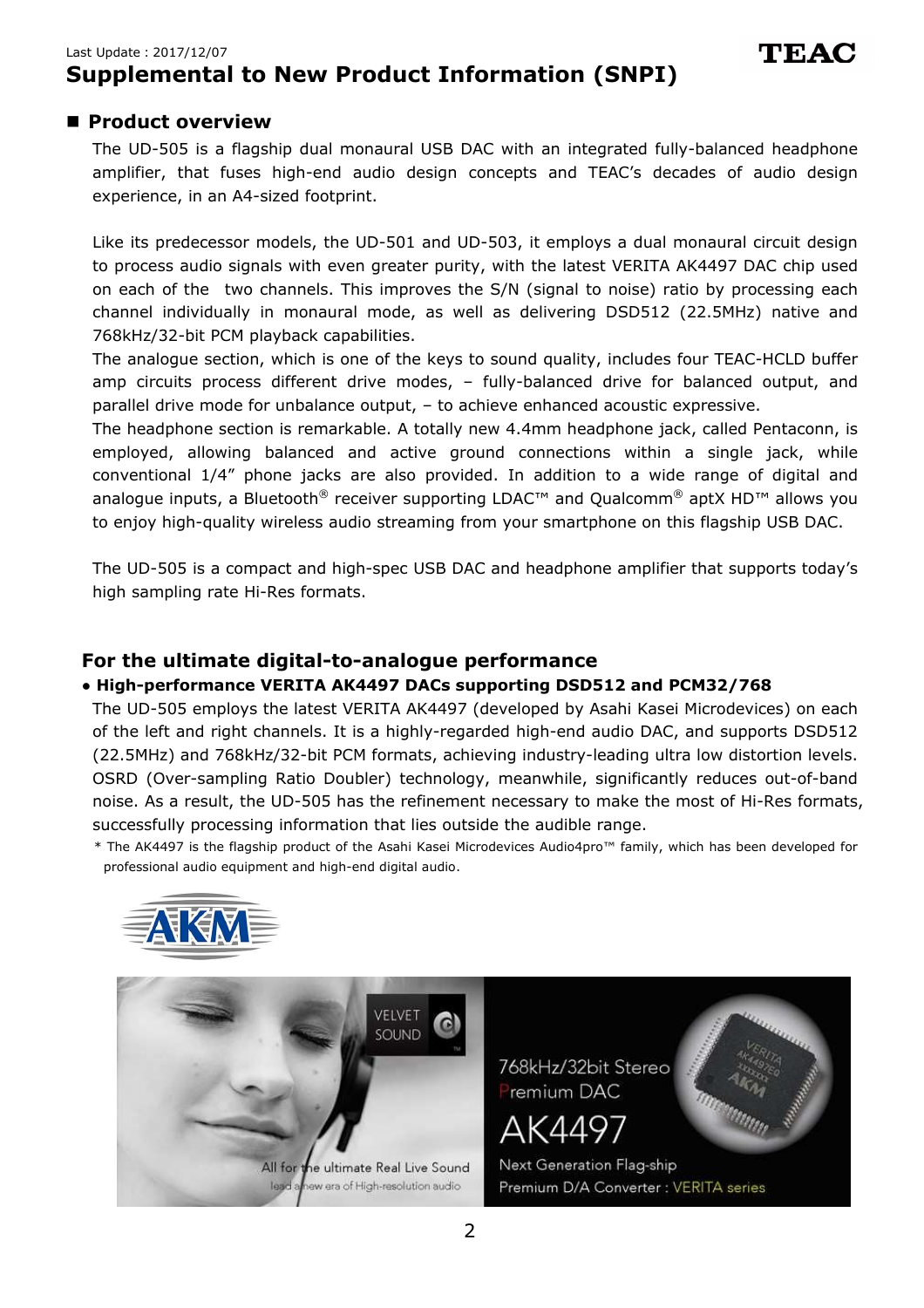Last Update : 2017/12/07

# Supplemental to New Product Information (SNPI)

## ■ Product overview

The UD-505 is a flagship dual monaural USB DAC with an integrated fully-balanced headphone amplifier, that fuses high-end audio design concepts and TEAC's decades of audio design experience, in an A4-sized footprint.

Like its predecessor models, the UD-501 and UD-503, it employs a dual monaural circuit design to process audio signals with even greater purity, with the latest VERITA AK4497 DAC chip used on each of the two channels. This improves the S/N (signal to noise) ratio by processing each channel individually in monaural mode, as well as delivering DSD512 (22.5MHz) native and 768kHz/32-bit PCM playback capabilities.

The analogue section, which is one of the keys to sound quality, includes four TEAC-HCLD buffer amp circuits process different drive modes, – fully-balanced drive for balanced output, and parallel drive mode for unbalance output, – to achieve enhanced acoustic expressive.

The headphone section is remarkable. A totally new 4.4mm headphone jack, called Pentaconn, is employed, allowing balanced and active ground connections within a single jack, while conventional 1/4" phone jacks are also provided. In addition to a wide range of digital and analogue inputs, a Bluetooth® receiver supporting LDAC™ and Qualcomm® aptX HD™ allows you to enjoy high-quality wireless audio streaming from your smartphone on this flagship USB DAC.

The UD-505 is a compact and high-spec USB DAC and headphone amplifier that supports today's high sampling rate Hi-Res formats.

## For the ultimate digital-to-analogue performance

**• High-performance VERITA AK4497 DACs supporting DSD512 and PCM32/768**

The UD-505 employs the latest VERITA AK4497 (developed by Asahi Kasei Microdevices) on each of the left and right channels. It is a highly-regarded high-end audio DAC, and supports DSD512 (22.5MHz) and 768kHz/32-bit PCM formats, achieving industry-leading ultra low distortion levels. OSRD (Over-sampling Ratio Doubler) technology, meanwhile, significantly reduces out-of-band noise. As a result, the UD-505 has the refinement necessary to make the most of Hi-Res formats, successfully processing information that lies outside the audible range.

* The AK4497 is the flagship product of the Asahi Kasei Microdevices Audio4pro™ family, which has been developed for professional audio equipment and high-end digital audio.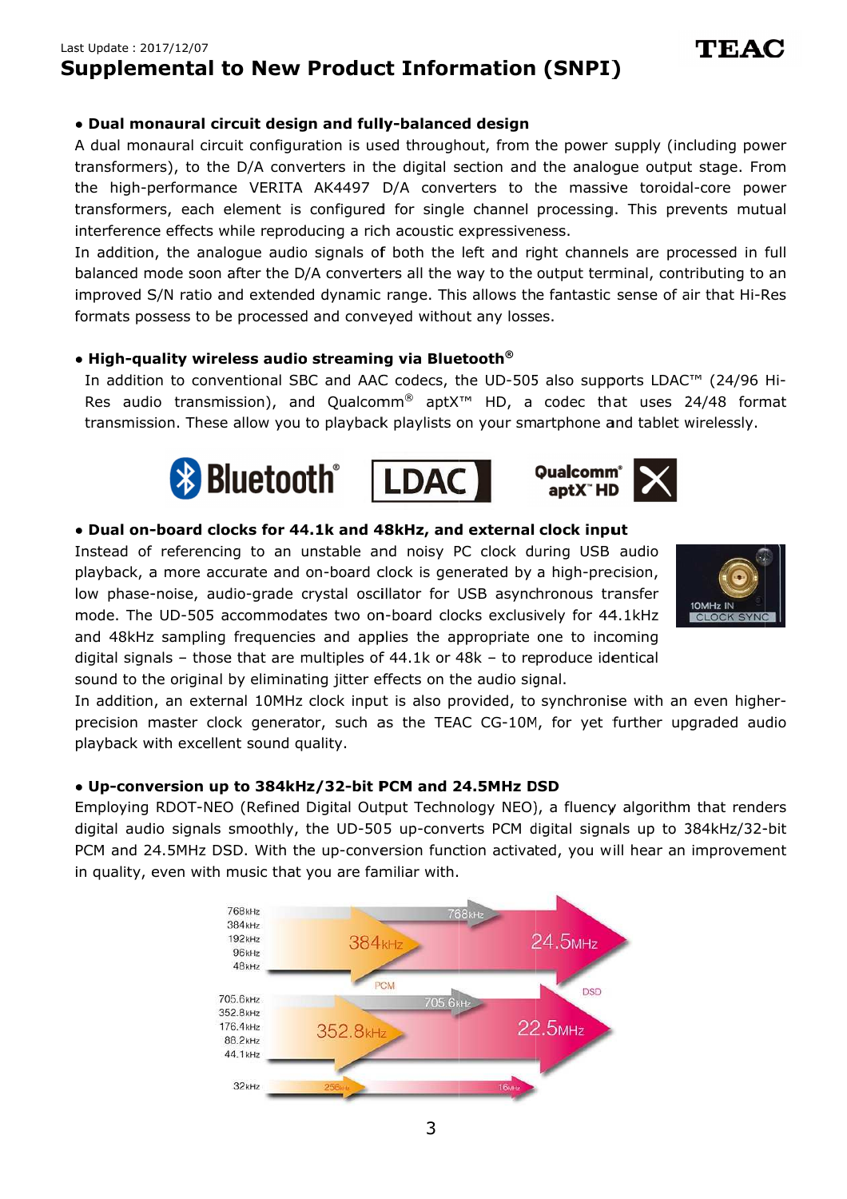Last Update : 2017/12/07

# Supplemental to New Product Information (SNPI)

- **Dual monaural circuit design and fully-balanced design**

A dual monaural circuit configuration is used throughout, from the power supply (including power transformers), to the D/A converters in the digital section and the analogue output stage. From the high-performance VERITA AK4497 D/A converters to the massive toroidal-core power transformers, each element is configured for single channel processing. This prevents mutual interference effects while reproducing a rich acoustic expressiveness.

In addition, the analogue audio signals of both the left and right channels are processed in full balanced mode soon after the D/A converters all the way to the output terminal, contributing to an improved S/N ratio and extended dynamic range. This allows the fantastic sense of air that Hi-Res formats possess to be processed and conveyed without any losses.

- **High-quality wireless audio streaming via Bluetooth®**

In addition to conventional SBC and AAC codecs, the UD-505 also supports LDAC™ (24/96 Hi-Res audio transmission), and Qualcomm® aptX™ HD, a codec that uses 24/48 format transmission. These allow you to playback playlists on your smartphone and tablet wirelessly.

- **Dual on-board clocks for 44.1k and 48kHz, and external clock input**

Instead of referencing to an unstable and noisy PC clock during USB audio playback, a more accurate and on-board clock is generated by a high-precision, low phase-noise, audio-grade crystal oscillator for USB asynchronous transfer mode. The UD-505 accommodates two on-board clocks exclusively for 44.1kHz and 48kHz sampling frequencies and applies the appropriate one to incoming digital signals – those that are multiples of 44.1k or 48k – to reproduce identical sound to the original by eliminating jitter effects on the audio signal.

In addition, an external 10MHz clock input is also provided, to synchronise with an even higher-precision master clock generator, such as the TEAC CG-10M, for yet further upgraded audio playback with excellent sound quality.

- **Up-conversion up to 384kHz/32-bit PCM and 24.5MHz DSD**

Employing RDOT-NEO (Refined Digital Output Technology NEO), a fluency algorithm that renders digital audio signals smoothly, the UD-505 up-converts PCM digital signals up to 384kHz/32-bit PCM and 24.5MHz DSD. With the up-conversion function activated, you will hear an improvement in quality, even with music that you are familiar with.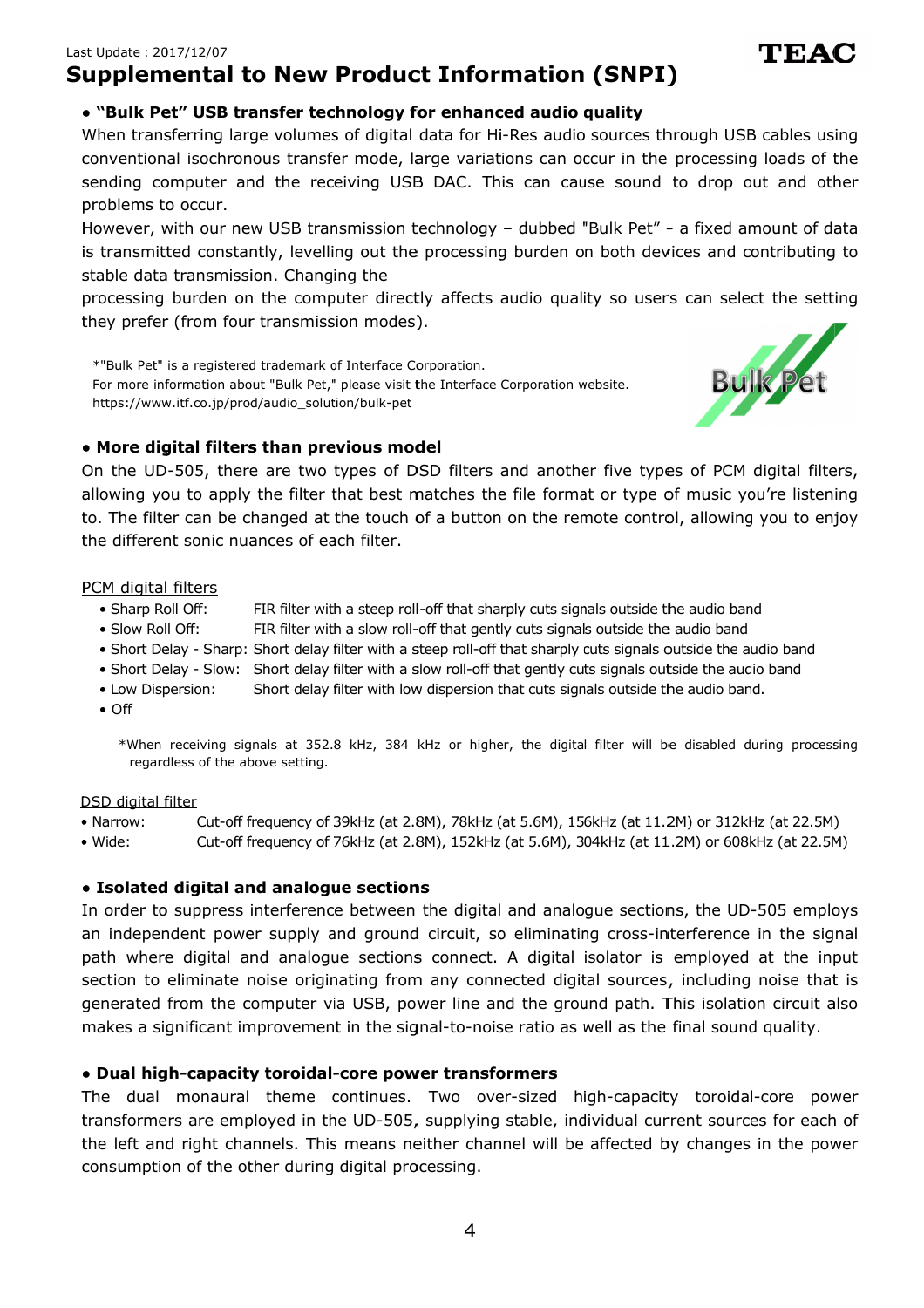Last Update : 2017/12/07

# Supplemental to New Product Information (SNPI)

TEAC

## • "Bulk Pet" USB transfer technology for enhanced audio quality

When transferring large volumes of digital data for Hi-Res audio sources through USB cables using conventional isochronous transfer mode, large variations can occur in the processing loads of the sending computer and the receiving USB DAC. This can cause sound to drop out and other problems to occur.

However, with our new USB transmission technology – dubbed "Bulk Pet" - a fixed amount of data is transmitted constantly, levelling out the processing burden on both devices and contributing to stable data transmission. Changing the

processing burden on the computer directly affects audio quality so users can select the setting they prefer (from four transmission modes).

*"Bulk Pet" is a registered trademark of Interface Corporation.
For more information about "Bulk Pet," please visit the Interface Corporation website.
https://www.itf.co.jp/prod/audio_solution/bulk-pet

## • More digital filters than previous model

On the UD-505, there are two types of DSD filters and another five types of PCM digital filters, allowing you to apply the filter that best matches the file format or type of music you're listening to. The filter can be changed at the touch of a button on the remote control, allowing you to enjoy the different sonic nuances of each filter.

PCM digital filters

- Sharp Roll Off: FIR filter with a steep roll-off that sharply cuts signals outside the audio band
- Slow Roll Off: FIR filter with a slow roll-off that gently cuts signals outside the audio band
- Short Delay - Sharp: Short delay filter with a steep roll-off that sharply cuts signals outside the audio band
- Short Delay - Slow: Short delay filter with a slow roll-off that gently cuts signals outside the audio band
- Low Dispersion: Short delay filter with low dispersion that cuts signals outside the audio band.
- Off

*When receiving signals at 352.8 kHz, 384 kHz or higher, the digital filter will be disabled during processing regardless of the above setting.

DSD digital filter

- Narrow: Cut-off frequency of 39kHz (at 2.8M), 78kHz (at 5.6M), 156kHz (at 11.2M) or 312kHz (at 22.5M)
- Wide: Cut-off frequency of 76kHz (at 2.8M), 152kHz (at 5.6M), 304kHz (at 11.2M) or 608kHz (at 22.5M)

## • Isolated digital and analogue sections

In order to suppress interference between the digital and analogue sections, the UD-505 employs an independent power supply and ground circuit, so eliminating cross-interference in the signal path where digital and analogue sections connect. A digital isolator is employed at the input section to eliminate noise originating from any connected digital sources, including noise that is generated from the computer via USB, power line and the ground path. This isolation circuit also makes a significant improvement in the signal-to-noise ratio as well as the final sound quality.

## • Dual high-capacity toroidal-core power transformers

The dual monaural theme continues. Two over-sized high-capacity toroidal-core power transformers are employed in the UD-505, supplying stable, individual current sources for each of the left and right channels. This means neither channel will be affected by changes in the power consumption of the other during digital processing.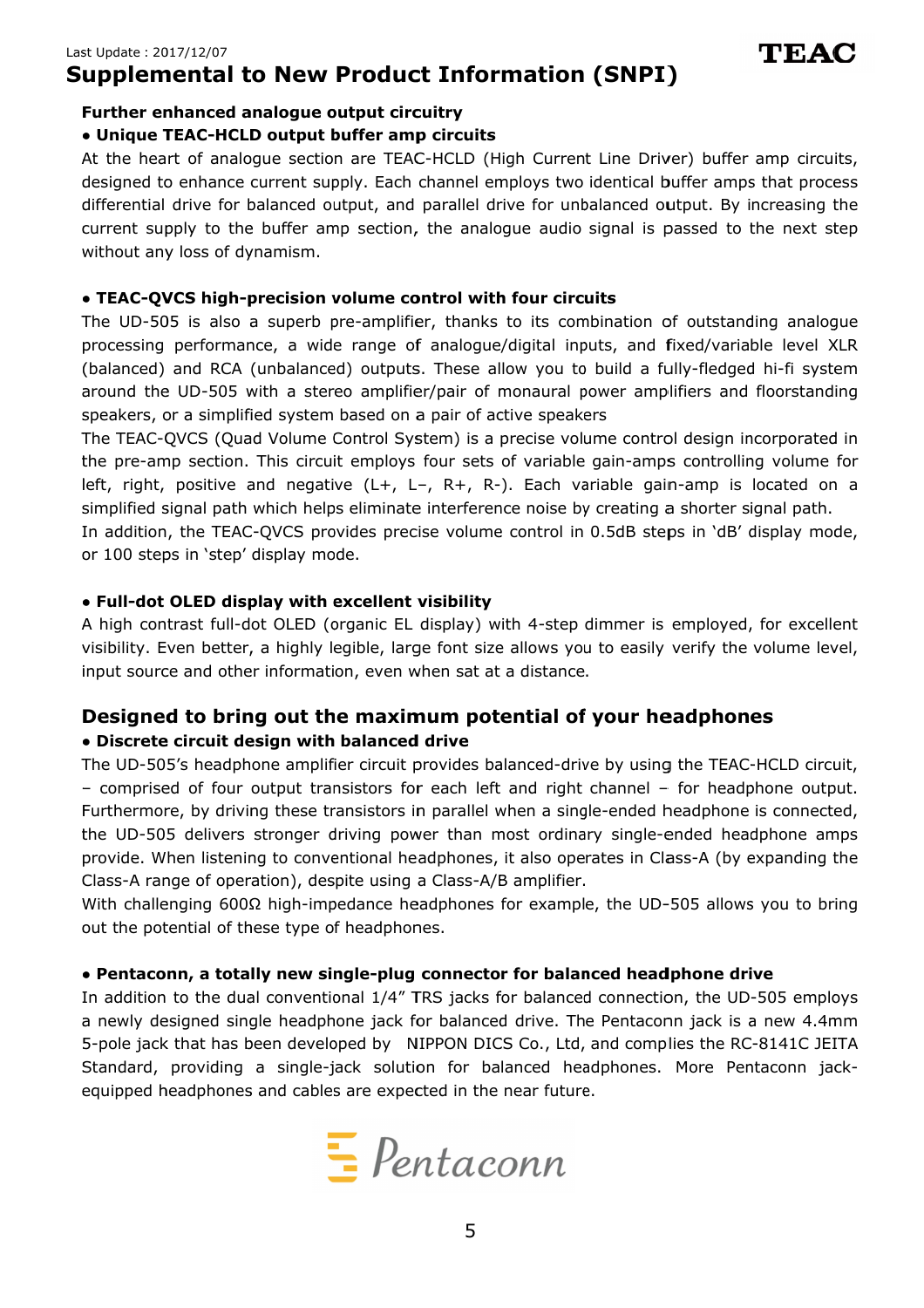# Supplemental to New Product Information (SNPI)

**Further enhanced analogue output circuitry**

**• Unique TEAC-HCLD output buffer amp circuits**

At the heart of analogue section are TEAC-HCLD (High Current Line Driver) buffer amp circuits, designed to enhance current supply. Each channel employs two identical buffer amps that process differential drive for balanced output, and parallel drive for unbalanced output. By increasing the current supply to the buffer amp section, the analogue audio signal is passed to the next step without any loss of dynamism.

**• TEAC-QVCS high-precision volume control with four circuits**

The UD-505 is also a superb pre-amplifier, thanks to its combination of outstanding analogue processing performance, a wide range of analogue/digital inputs, and fixed/variable level XLR (balanced) and RCA (unbalanced) outputs. These allow you to build a fully-fledged hi-fi system around the UD-505 with a stereo amplifier/pair of monaural power amplifiers and floorstanding speakers, or a simplified system based on a pair of active speakers

The TEAC-QVCS (Quad Volume Control System) is a precise volume control design incorporated in the pre-amp section. This circuit employs four sets of variable gain-amps controlling volume for left, right, positive and negative (L+, L–, R+, R-). Each variable gain-amp is located on a simplified signal path which helps eliminate interference noise by creating a shorter signal path.

In addition, the TEAC-QVCS provides precise volume control in 0.5dB steps in 'dB' display mode, or 100 steps in 'step' display mode.

**• Full-dot OLED display with excellent visibility**

A high contrast full-dot OLED (organic EL display) with 4-step dimmer is employed, for excellent visibility. Even better, a highly legible, large font size allows you to easily verify the volume level, input source and other information, even when sat at a distance.

## Designed to bring out the maximum potential of your headphones

**• Discrete circuit design with balanced drive**

The UD-505's headphone amplifier circuit provides balanced-drive by using the TEAC-HCLD circuit, – comprised of four output transistors for each left and right channel – for headphone output. Furthermore, by driving these transistors in parallel when a single-ended headphone is connected, the UD-505 delivers stronger driving power than most ordinary single-ended headphone amps provide. When listening to conventional headphones, it also operates in Class-A (by expanding the Class-A range of operation), despite using a Class-A/B amplifier.

With challenging 600Ω high-impedance headphones for example, the UD-505 allows you to bring out the potential of these type of headphones.

**• Pentaconn, a totally new single-plug connector for balanced headphone drive**

In addition to the dual conventional 1/4" TRS jacks for balanced connection, the UD-505 employs a newly designed single headphone jack for balanced drive. The Pentaconn jack is a new 4.4mm 5-pole jack that has been developed by NIPPON DICS Co., Ltd, and complies the RC-8141C JEITA Standard, providing a single-jack solution for balanced headphones. More Pentaconn jack-equipped headphones and cables are expected in the near future.

Pentaconn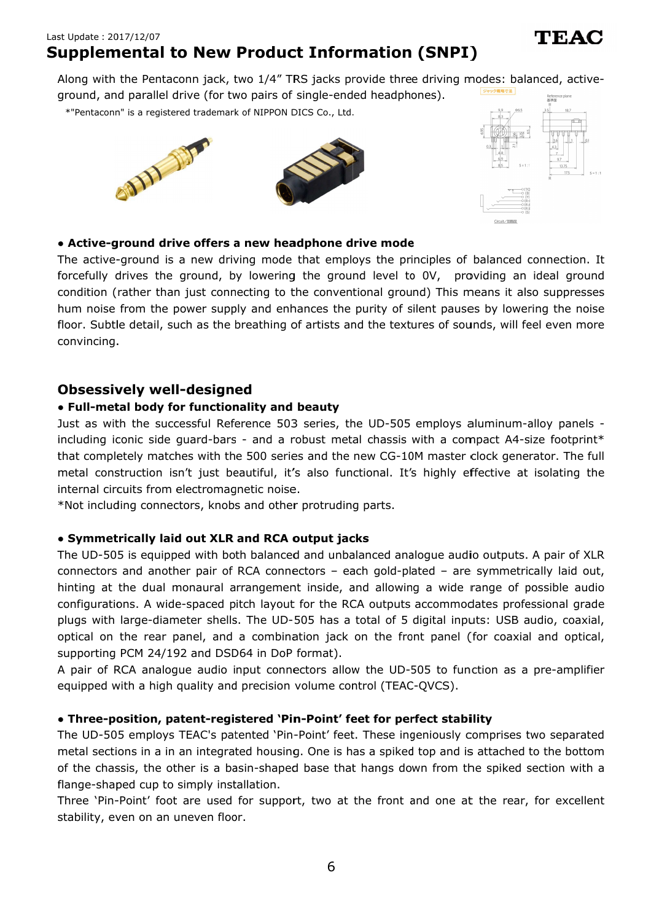Along with the Pentaconn jack, two 1/4" TRS jacks provide three driving modes: balanced, active-ground, and parallel drive (for two pairs of single-ended headphones).

*"Pentaconn" is a registered trademark of NIPPON DICS Co., Ltd.

**• Active-ground drive offers a new headphone drive mode**

The active-ground is a new driving mode that employs the principles of balanced connection. It forcefully drives the ground, by lowering the ground level to 0V, providing an ideal ground condition (rather than just connecting to the conventional ground) This means it also suppresses hum noise from the power supply and enhances the purity of silent pauses by lowering the noise floor. Subtle detail, such as the breathing of artists and the textures of sounds, will feel even more convincing.

## Obsessively well-designed

**• Full-metal body for functionality and beauty**

Just as with the successful Reference 503 series, the UD-505 employs aluminum-alloy panels - including iconic side guard-bars - and a robust metal chassis with a compact A4-size footprint* that completely matches with the 500 series and the new CG-10M master clock generator. The full metal construction isn't just beautiful, it's also functional. It's highly effective at isolating the internal circuits from electromagnetic noise.

*Not including connectors, knobs and other protruding parts.

**• Symmetrically laid out XLR and RCA output jacks**

The UD-505 is equipped with both balanced and unbalanced analogue audio outputs. A pair of XLR connectors and another pair of RCA connectors – each gold-plated – are symmetrically laid out, hinting at the dual monaural arrangement inside, and allowing a wide range of possible audio configurations. A wide-spaced pitch layout for the RCA outputs accommodates professional grade plugs with large-diameter shells. The UD-505 has a total of 5 digital inputs: USB audio, coaxial, optical on the rear panel, and a combination jack on the front panel (for coaxial and optical, supporting PCM 24/192 and DSD64 in DoP format).

A pair of RCA analogue audio input connectors allow the UD-505 to function as a pre-amplifier equipped with a high quality and precision volume control (TEAC-QVCS).

**• Three-position, patent-registered 'Pin-Point' feet for perfect stability**

The UD-505 employs TEAC's patented 'Pin-Point' feet. These ingeniously comprises two separated metal sections in a in an integrated housing. One is has a spiked top and is attached to the bottom of the chassis, the other is a basin-shaped base that hangs down from the spiked section with a flange-shaped cup to simply installation.

Three 'Pin-Point' foot are used for support, two at the front and one at the rear, for excellent stability, even on an uneven floor.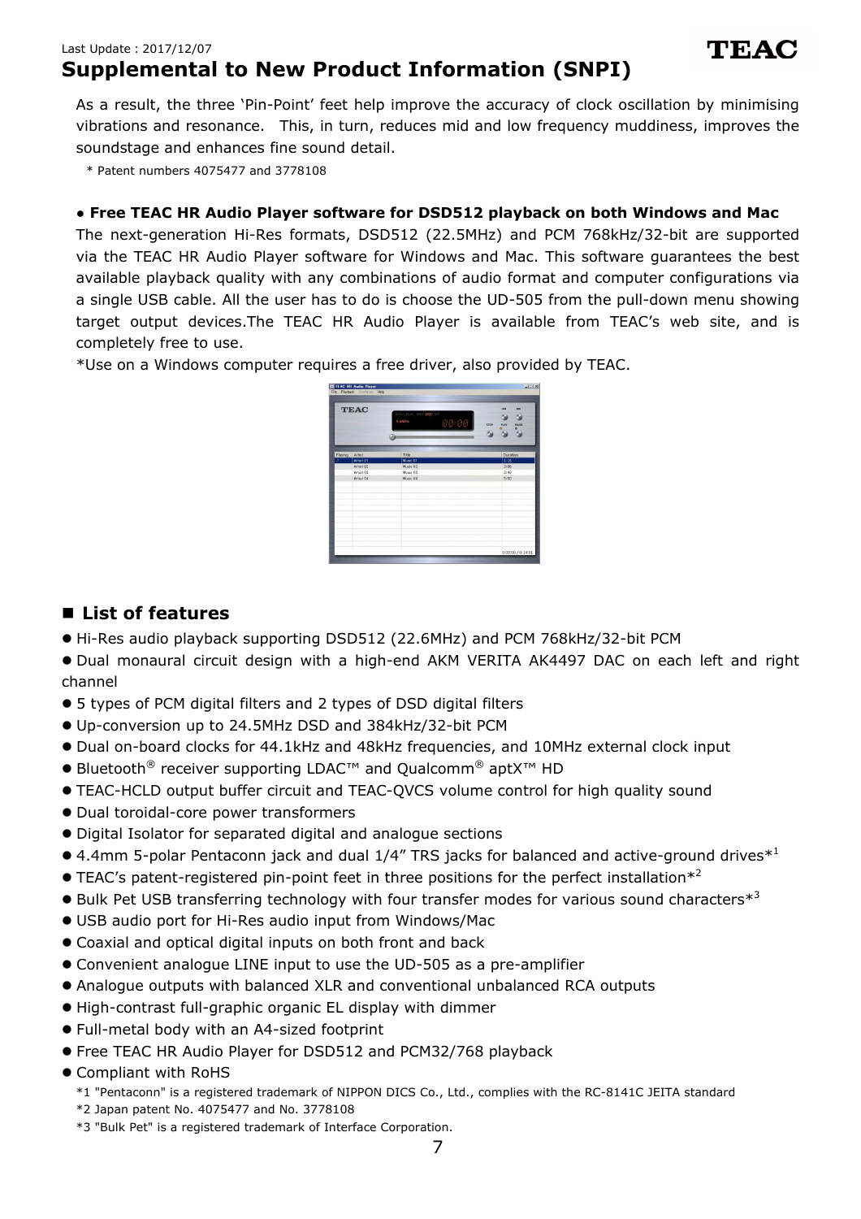As a result, the three 'Pin-Point' feet help improve the accuracy of clock oscillation by minimising vibrations and resonance. This, in turn, reduces mid and low frequency muddiness, improves the soundstage and enhances fine sound detail.

\* Patent numbers 4075477 and 3778108

**● Free TEAC HR Audio Player software for DSD512 playback on both Windows and Mac**

The next-generation Hi-Res formats, DSD512 (22.5MHz) and PCM 768kHz/32-bit are supported via the TEAC HR Audio Player software for Windows and Mac. This software guarantees the best available playback quality with any combinations of audio format and computer configurations via a single USB cable. All the user has to do is choose the UD-505 from the pull-down menu showing target output devices.The TEAC HR Audio Player is available from TEAC's web site, and is completely free to use.

\*Use on a Windows computer requires a free driver, also provided by TEAC.

## ■ List of features

- Hi-Res audio playback supporting DSD512 (22.6MHz) and PCM 768kHz/32-bit PCM
- Dual monaural circuit design with a high-end AKM VERITA AK4497 DAC on each left and right channel
- 5 types of PCM digital filters and 2 types of DSD digital filters
- Up-conversion up to 24.5MHz DSD and 384kHz/32-bit PCM
- Dual on-board clocks for 44.1kHz and 48kHz frequencies, and 10MHz external clock input
- Bluetooth® receiver supporting LDAC™ and Qualcomm® aptX™ HD
- TEAC-HCLD output buffer circuit and TEAC-QVCS volume control for high quality sound
- Dual toroidal-core power transformers
- Digital Isolator for separated digital and analogue sections
- 4.4mm 5-polar Pentaconn jack and dual 1/4" TRS jacks for balanced and active-ground drives*[1]
- TEAC's patent-registered pin-point feet in three positions for the perfect installation*[2]
- Bulk Pet USB transferring technology with four transfer modes for various sound characters*[3]
- USB audio port for Hi-Res audio input from Windows/Mac
- Coaxial and optical digital inputs on both front and back
- Convenient analogue LINE input to use the UD-505 as a pre-amplifier
- Analogue outputs with balanced XLR and conventional unbalanced RCA outputs
- High-contrast full-graphic organic EL display with dimmer
- Full-metal body with an A4-sized footprint
- Free TEAC HR Audio Player for DSD512 and PCM32/768 playback
- Compliant with RoHS

\*1 "Pentaconn" is a registered trademark of NIPPON DICS Co., Ltd., complies with the RC-8141C JEITA standard

\*2 Japan patent No. 4075477 and No. 3778108

\*3 "Bulk Pet" is a registered trademark of Interface Corporation.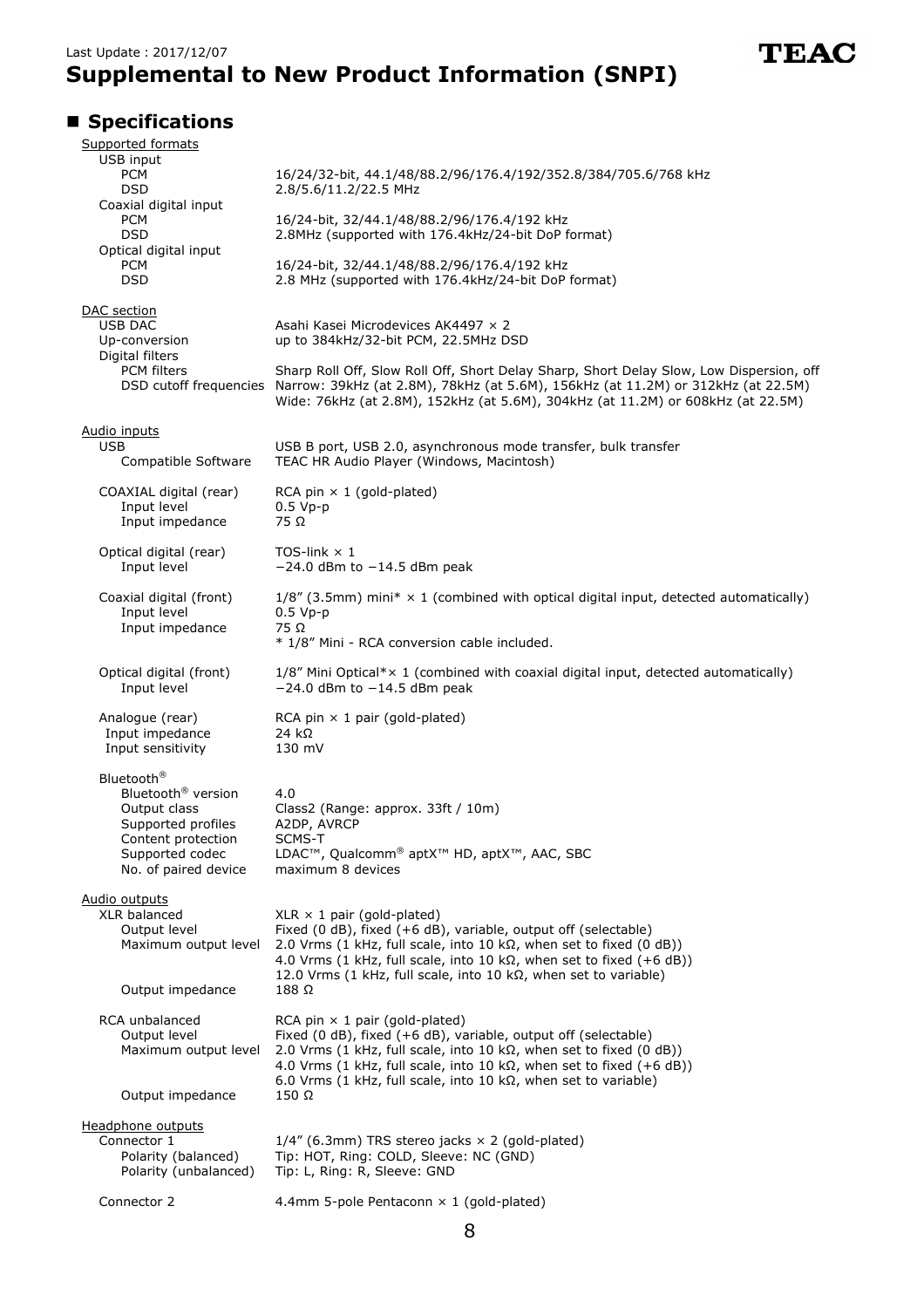Last Update : 2017/12/07

# Supplemental to New Product Information (SNPI)

## ■ Specifications

**Supported formats**

| | |
|---|---|
| **USB input** | |
| PCM | 16/24/32-bit, 44.1/48/88.2/96/176.4/192/352.8/384/705.6/768 kHz |
| DSD | 2.8/5.6/11.2/22.5 MHz |
| **Coaxial digital input** | |
| PCM | 16/24-bit, 32/44.1/48/88.2/96/176.4/192 kHz |
| DSD | 2.8MHz (supported with 176.4kHz/24-bit DoP format) |
| **Optical digital input** | |
| PCM | 16/24-bit, 32/44.1/48/88.2/96/176.4/192 kHz |
| DSD | 2.8 MHz (supported with 176.4kHz/24-bit DoP format) |

**DAC section**

| | |
|---|---|
| USB DAC | Asahi Kasei Microdevices AK4497 × 2 |
| Up-conversion | up to 384kHz/32-bit PCM, 22.5MHz DSD |
| **Digital filters** | |
| PCM filters | Sharp Roll Off, Slow Roll Off, Short Delay Sharp, Short Delay Slow, Low Dispersion, off |
| DSD cutoff frequencies | Narrow: 39kHz (at 2.8M), 78kHz (at 5.6M), 156kHz (at 11.2M) or 312kHz (at 22.5M)<br>Wide: 76kHz (at 2.8M), 152kHz (at 5.6M), 304kHz (at 11.2M) or 608kHz (at 22.5M) |

**Audio inputs**

| | |
|---|---|
| **USB** | USB B port, USB 2.0, asynchronous mode transfer, bulk transfer |
| Compatible Software | TEAC HR Audio Player (Windows, Macintosh) |
| **COAXIAL digital (rear)** | RCA pin × 1 (gold-plated) |
| Input level | 0.5 Vp-p |
| Input impedance | 75 Ω |
| **Optical digital (rear)** | TOS-link × 1 |
| Input level | −24.0 dBm to −14.5 dBm peak |
| **Coaxial digital (front)** | 1/8" (3.5mm) mini* × 1 (combined with optical digital input, detected automatically) |
| Input level | 0.5 Vp-p |
| Input impedance | 75 Ω<br>* 1/8" Mini - RCA conversion cable included. |
| **Optical digital (front)** | 1/8" Mini Optical*× 1 (combined with coaxial digital input, detected automatically) |
| Input level | −24.0 dBm to −14.5 dBm peak |
| **Analogue (rear)** | RCA pin × 1 pair (gold-plated) |
| Input impedance | 24 kΩ |
| Input sensitivity | 130 mV |
| **Bluetooth®** | |
| Bluetooth® version | 4.0 |
| Output class | Class2 (Range: approx. 33ft / 10m) |
| Supported profiles | A2DP, AVRCP |
| Content protection | SCMS-T |
| Supported codec | LDAC™, Qualcomm® aptX™ HD, aptX™, AAC, SBC |
| No. of paired device | maximum 8 devices |

**Audio outputs**

| | |
|---|---|
| **XLR balanced** | XLR × 1 pair (gold-plated) |
| Output level | Fixed (0 dB), fixed (+6 dB), variable, output off (selectable) |
| Maximum output level | 2.0 Vrms (1 kHz, full scale, into 10 kΩ, when set to fixed (0 dB))<br>4.0 Vrms (1 kHz, full scale, into 10 kΩ, when set to fixed (+6 dB))<br>12.0 Vrms (1 kHz, full scale, into 10 kΩ, when set to variable) |
| Output impedance | 188 Ω |
| **RCA unbalanced** | RCA pin × 1 pair (gold-plated) |
| Output level | Fixed (0 dB), fixed (+6 dB), variable, output off (selectable) |
| Maximum output level | 2.0 Vrms (1 kHz, full scale, into 10 kΩ, when set to fixed (0 dB))<br>4.0 Vrms (1 kHz, full scale, into 10 kΩ, when set to fixed (+6 dB))<br>6.0 Vrms (1 kHz, full scale, into 10 kΩ, when set to variable) |
| Output impedance | 150 Ω |

**Headphone outputs**

| | |
|---|---|
| **Connector 1** | 1/4" (6.3mm) TRS stereo jacks × 2 (gold-plated) |
| Polarity (balanced) | Tip: HOT, Ring: COLD, Sleeve: NC (GND) |
| Polarity (unbalanced) | Tip: L, Ring: R, Sleeve: GND |
| **Connector 2** | 4.4mm 5-pole Pentaconn × 1 (gold-plated) |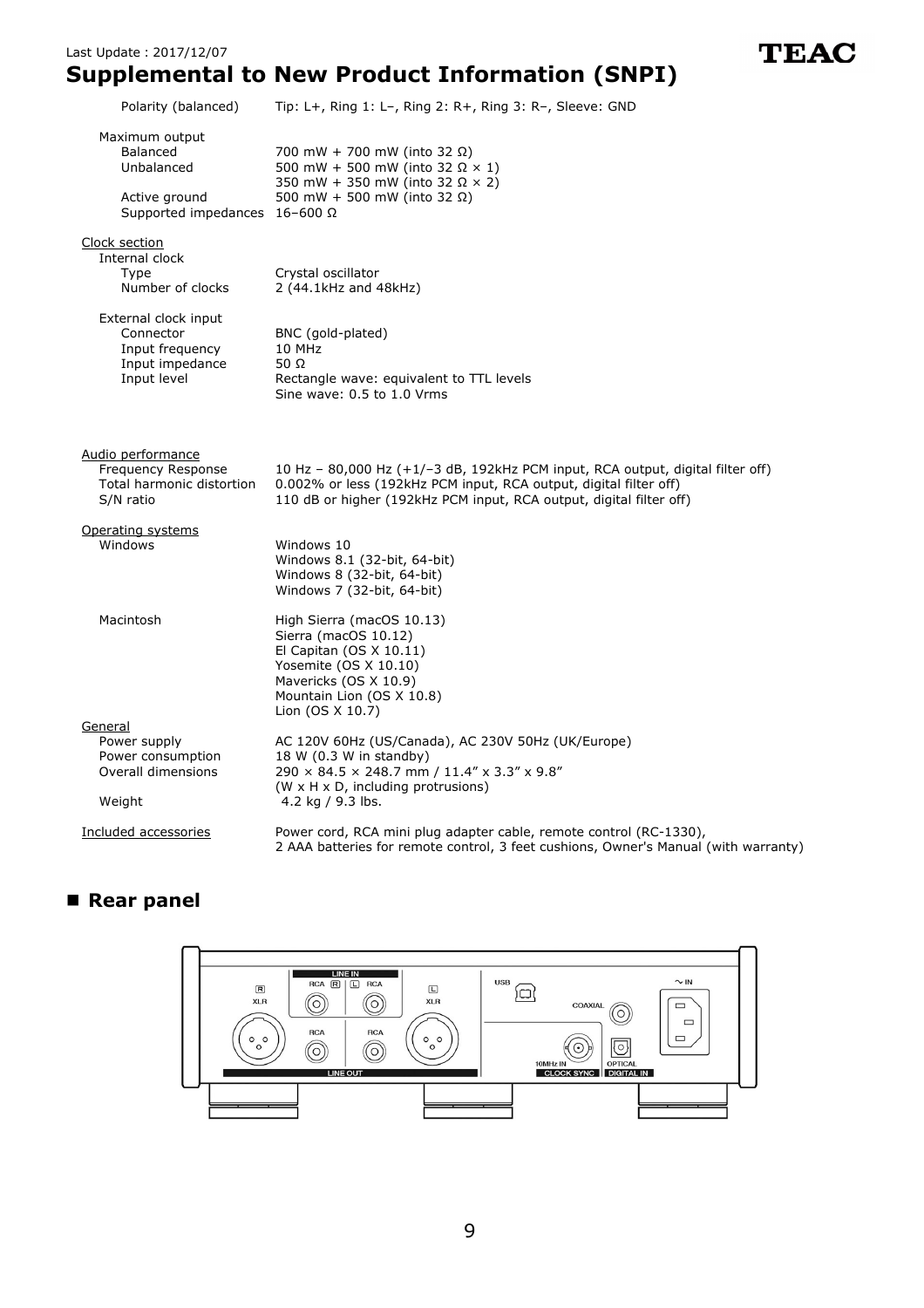# Supplemental to New Product Information (SNPI)

| | |
|---|---|
| Polarity (balanced) | Tip: L+, Ring 1: L–, Ring 2: R+, Ring 3: R–, Sleeve: GND |
| Maximum output | |
| Balanced | 700 mW + 700 mW (into 32 Ω) |
| Unbalanced | 500 mW + 500 mW (into 32 Ω × 1)<br>350 mW + 350 mW (into 32 Ω × 2) |
| Active ground | 500 mW + 500 mW (into 32 Ω) |
| Supported impedances | 16–600 Ω |

Clock section

| | |
|---|---|
| Internal clock | |
| Type | Crystal oscillator |
| Number of clocks | 2 (44.1kHz and 48kHz) |
| External clock input | |
| Connector | BNC (gold-plated) |
| Input frequency | 10 MHz |
| Input impedance | 50 Ω |
| Input level | Rectangle wave: equivalent to TTL levels<br>Sine wave: 0.5 to 1.0 Vrms |

Audio performance

| | |
|---|---|
| Frequency Response | 10 Hz – 80,000 Hz (+1/–3 dB, 192kHz PCM input, RCA output, digital filter off) |
| Total harmonic distortion | 0.002% or less (192kHz PCM input, RCA output, digital filter off) |
| S/N ratio | 110 dB or higher (192kHz PCM input, RCA output, digital filter off) |

Operating systems

| | |
|---|---|
| Windows | Windows 10<br>Windows 8.1 (32-bit, 64-bit)<br>Windows 8 (32-bit, 64-bit)<br>Windows 7 (32-bit, 64-bit) |
| Macintosh | High Sierra (macOS 10.13)<br>Sierra (macOS 10.12)<br>El Capitan (OS X 10.11)<br>Yosemite (OS X 10.10)<br>Mavericks (OS X 10.9)<br>Mountain Lion (OS X 10.8)<br>Lion (OS X 10.7) |

General

| | |
|---|---|
| Power supply | AC 120V 60Hz (US/Canada), AC 230V 50Hz (UK/Europe) |
| Power consumption | 18 W (0.3 W in standby) |
| Overall dimensions | 290 × 84.5 × 248.7 mm / 11.4" x 3.3" x 9.8"<br>(W x H x D, including protrusions) |
| Weight | 4.2 kg / 9.3 lbs. |

Included accessories: Power cord, RCA mini plug adapter cable, remote control (RC-1330), 2 AAA batteries for remote control, 3 feet cushions, Owner's Manual (with warranty)

## ■ Rear panel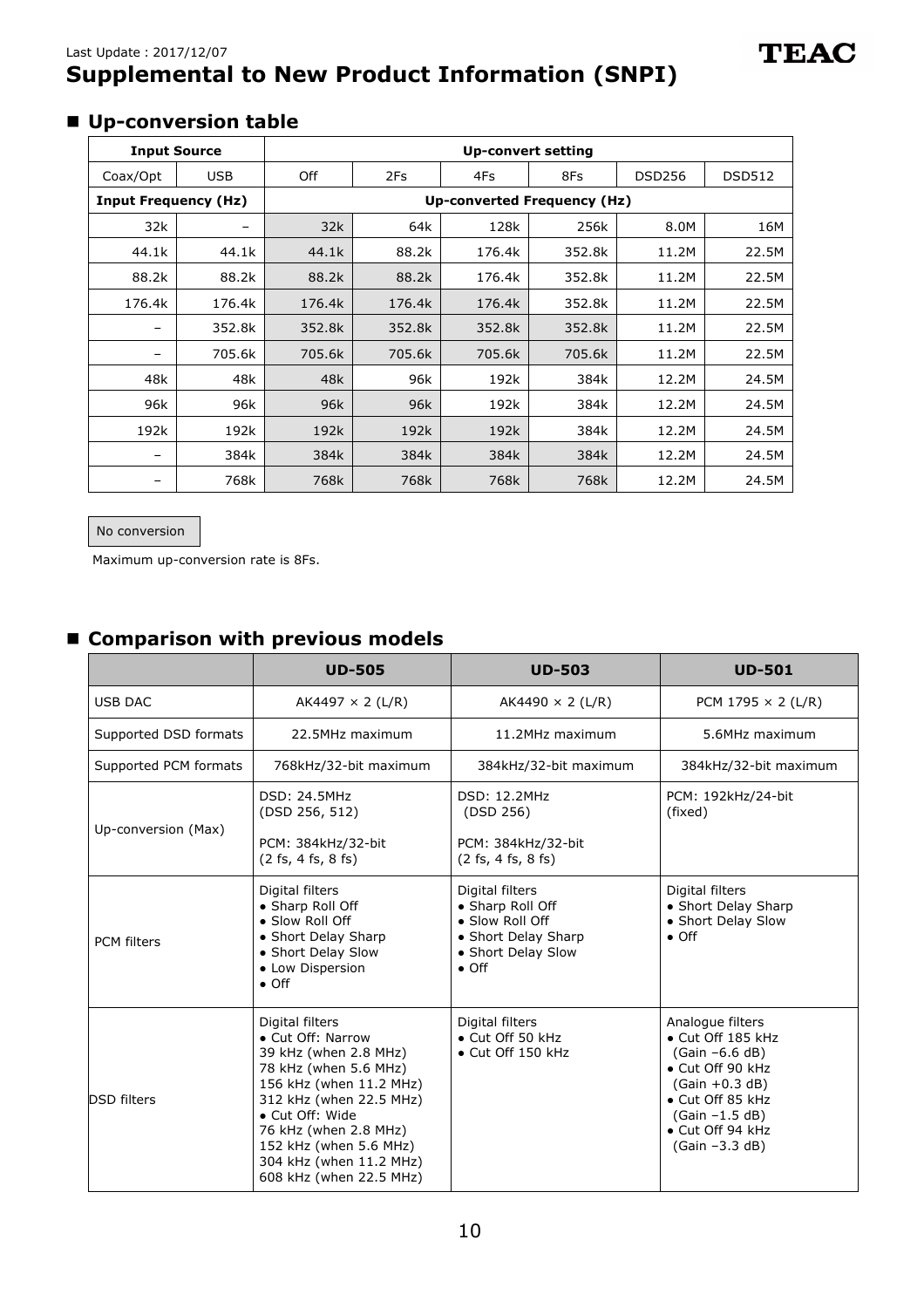Last Update : 2017/12/07

# Supplemental to New Product Information (SNPI)

## ■ Up-conversion table

| Input Source | | Up-convert setting | | | | | |
|---|---|---|---|---|---|---|---|
| Coax/Opt | USB | Off | 2Fs | 4Fs | 8Fs | DSD256 | DSD512 |
| **Input Frequency (Hz)** | | **Up-converted Frequency (Hz)** | | | | | |
| 32k | – | 32k | 64k | 128k | 256k | 8.0M | 16M |
| 44.1k | 44.1k | 44.1k | 88.2k | 176.4k | 352.8k | 11.2M | 22.5M |
| 88.2k | 88.2k | 88.2k | 88.2k | 176.4k | 352.8k | 11.2M | 22.5M |
| 176.4k | 176.4k | 176.4k | 176.4k | 176.4k | 352.8k | 11.2M | 22.5M |
| – | 352.8k | 352.8k | 352.8k | 352.8k | 352.8k | 11.2M | 22.5M |
| – | 705.6k | 705.6k | 705.6k | 705.6k | 705.6k | 11.2M | 22.5M |
| 48k | 48k | 48k | 96k | 192k | 384k | 12.2M | 24.5M |
| 96k | 96k | 96k | 96k | 192k | 384k | 12.2M | 24.5M |
| 192k | 192k | 192k | 192k | 192k | 384k | 12.2M | 24.5M |
| – | 384k | 384k | 384k | 384k | 384k | 12.2M | 24.5M |
| – | 768k | 768k | 768k | 768k | 768k | 12.2M | 24.5M |

No conversion

Maximum up-conversion rate is 8Fs.

## ■ Comparison with previous models

| | UD-505 | UD-503 | UD-501 |
|---|---|---|---|
| USB DAC | AK4497 × 2 (L/R) | AK4490 × 2 (L/R) | PCM 1795 × 2 (L/R) |
| Supported DSD formats | 22.5MHz maximum | 11.2MHz maximum | 5.6MHz maximum |
| Supported PCM formats | 768kHz/32-bit maximum | 384kHz/32-bit maximum | 384kHz/32-bit maximum |
| Up-conversion (Max) | DSD: 24.5MHz (DSD 256, 512)<br><br>PCM: 384kHz/32-bit (2 fs, 4 fs, 8 fs) | DSD: 12.2MHz (DSD 256)<br><br>PCM: 384kHz/32-bit (2 fs, 4 fs, 8 fs) | PCM: 192kHz/24-bit (fixed) |
| PCM filters | Digital filters<br>• Sharp Roll Off<br>• Slow Roll Off<br>• Short Delay Sharp<br>• Short Delay Slow<br>• Low Dispersion<br>• Off | Digital filters<br>• Sharp Roll Off<br>• Slow Roll Off<br>• Short Delay Sharp<br>• Short Delay Slow<br>• Off | Digital filters<br>• Short Delay Sharp<br>• Short Delay Slow<br>• Off |
| DSD filters | Digital filters<br>• Cut Off: Narrow<br>39 kHz (when 2.8 MHz)<br>78 kHz (when 5.6 MHz)<br>156 kHz (when 11.2 MHz)<br>312 kHz (when 22.5 MHz)<br>• Cut Off: Wide<br>76 kHz (when 2.8 MHz)<br>152 kHz (when 5.6 MHz)<br>304 kHz (when 11.2 MHz)<br>608 kHz (when 22.5 MHz) | Digital filters<br>• Cut Off 50 kHz<br>• Cut Off 150 kHz | Analogue filters<br>• Cut Off 185 kHz (Gain −6.6 dB)<br>• Cut Off 90 kHz (Gain +0.3 dB)<br>• Cut Off 85 kHz (Gain −1.5 dB)<br>• Cut Off 94 kHz (Gain −3.3 dB) |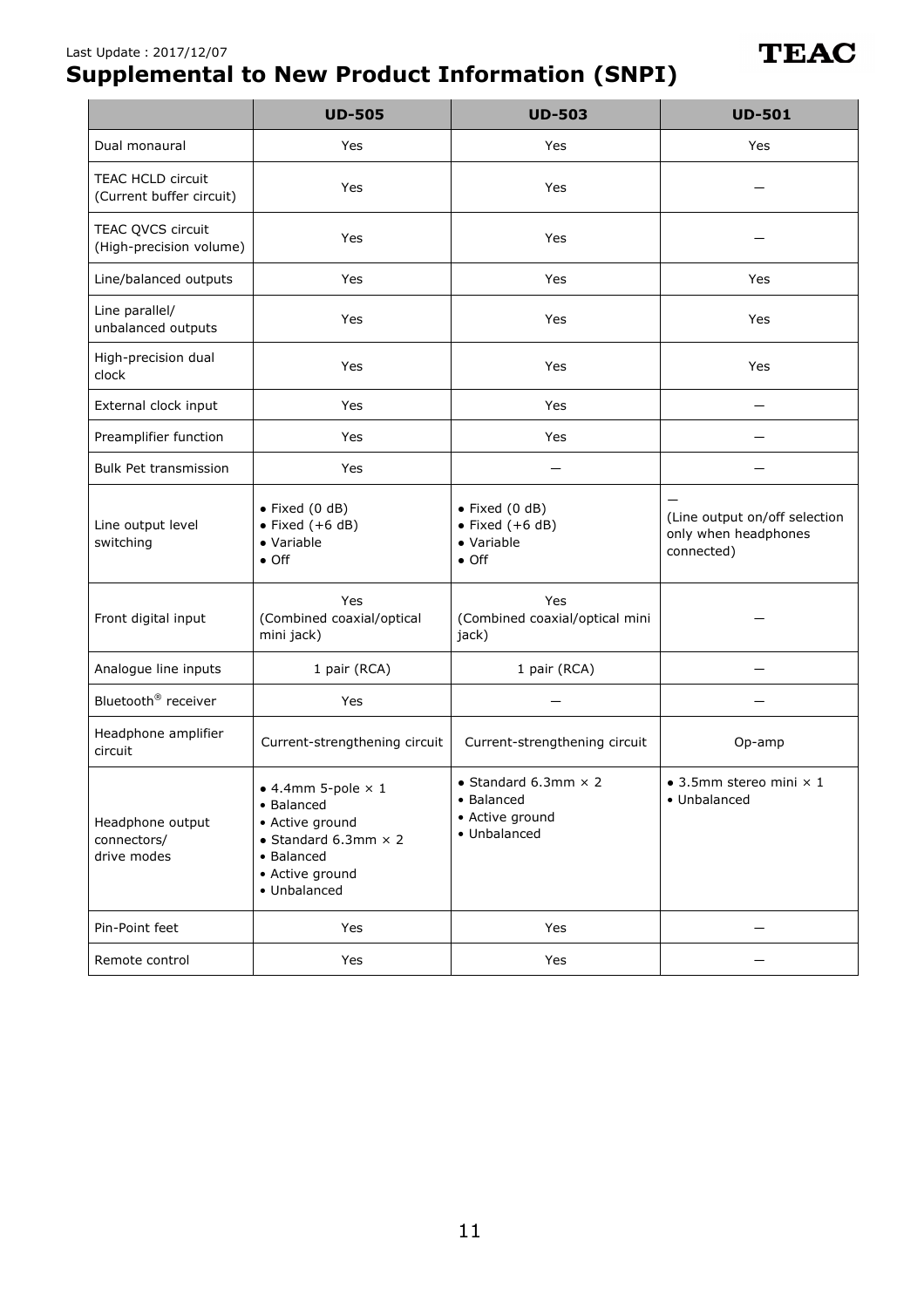Last Update : 2017/12/07

# Supplemental to New Product Information (SNPI)

| | UD-505 | UD-503 | UD-501 |
|---|---|---|---|
| Dual monaural | Yes | Yes | Yes |
| TEAC HCLD circuit (Current buffer circuit) | Yes | Yes | — |
| TEAC QVCS circuit (High-precision volume) | Yes | Yes | — |
| Line/balanced outputs | Yes | Yes | Yes |
| Line parallel/ unbalanced outputs | Yes | Yes | Yes |
| High-precision dual clock | Yes | Yes | Yes |
| External clock input | Yes | Yes | — |
| Preamplifier function | Yes | Yes | — |
| Bulk Pet transmission | Yes | — | — |
| Line output level switching | • Fixed (0 dB)<br>• Fixed (+6 dB)<br>• Variable<br>• Off | • Fixed (0 dB)<br>• Fixed (+6 dB)<br>• Variable<br>• Off | —<br>(Line output on/off selection only when headphones connected) |
| Front digital input | Yes<br>(Combined coaxial/optical mini jack) | Yes<br>(Combined coaxial/optical mini jack) | — |
| Analogue line inputs | 1 pair (RCA) | 1 pair (RCA) | — |
| Bluetooth® receiver | Yes | — | — |
| Headphone amplifier circuit | Current-strengthening circuit | Current-strengthening circuit | Op-amp |
| Headphone output connectors/ drive modes | • 4.4mm 5-pole × 1<br>• Balanced<br>• Active ground<br>• Standard 6.3mm × 2<br>• Balanced<br>• Active ground<br>• Unbalanced | • Standard 6.3mm × 2<br>• Balanced<br>• Active ground<br>• Unbalanced | • 3.5mm stereo mini × 1<br>• Unbalanced |
| Pin-Point feet | Yes | Yes | — |
| Remote control | Yes | Yes | — |